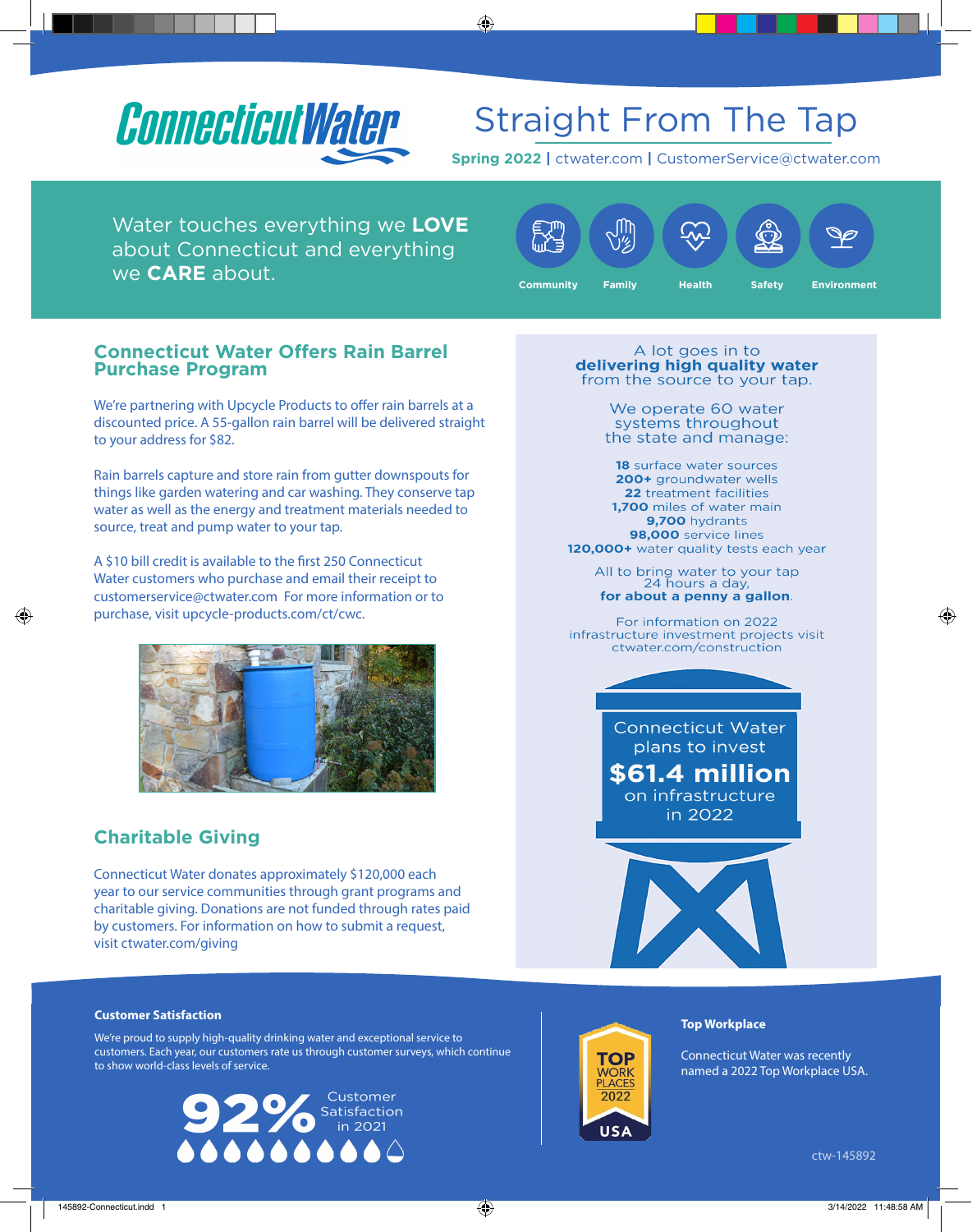# Connecticut Water

## Straight From The Tap

**Spring 2022** | ctwater.com | CustomerService@ctwater.com

Water touches everything we **LOVE** about Connecticut and everything we **CARE** about.

Community · Family · Health · Safety · Environment

## Connecticut Water Offers Rain Barrel Purchase Program

We're partnering with Upcycle Products to offer rain barrels at a discounted price. A 55-gallon rain barrel will be delivered straight to your address for $82.

Rain barrels capture and store rain from gutter downspouts for things like garden watering and car washing. They conserve tap water as well as the energy and treatment materials needed to source, treat and pump water to your tap.

A $10 bill credit is available to the first 250 Connecticut Water customers who purchase and email their receipt to customerservice@ctwater.com For more information or to purchase, visit upcycle-products.com/ct/cwc.

## Charitable Giving

Connecticut Water donates approximately $120,000 each year to our service communities through grant programs and charitable giving. Donations are not funded through rates paid by customers. For information on how to submit a request, visit ctwater.com/giving

A lot goes in to **delivering high quality water** from the source to your tap.

We operate 60 water systems throughout the state and manage:

- **18** surface water sources
- **200+** groundwater wells
- **22** treatment facilities
- **1,700** miles of water main
- **9,700** hydrants
- **98,000** service lines
- **120,000+** water quality tests each year

All to bring water to your tap 24 hours a day, **for about a penny a gallon**.

For information on 2022 infrastructure investment projects visit ctwater.com/construction

Connecticut Water plans to invest **$61.4 million** on infrastructure in 2022

### Customer Satisfaction

We're proud to supply high-quality drinking water and exceptional service to customers. Each year, our customers rate us through customer surveys, which continue to show world-class levels of service.

**92%** Customer Satisfaction in 2021

### Top Workplace

Connecticut Water was recently named a 2022 Top Workplace USA.

ctw-145892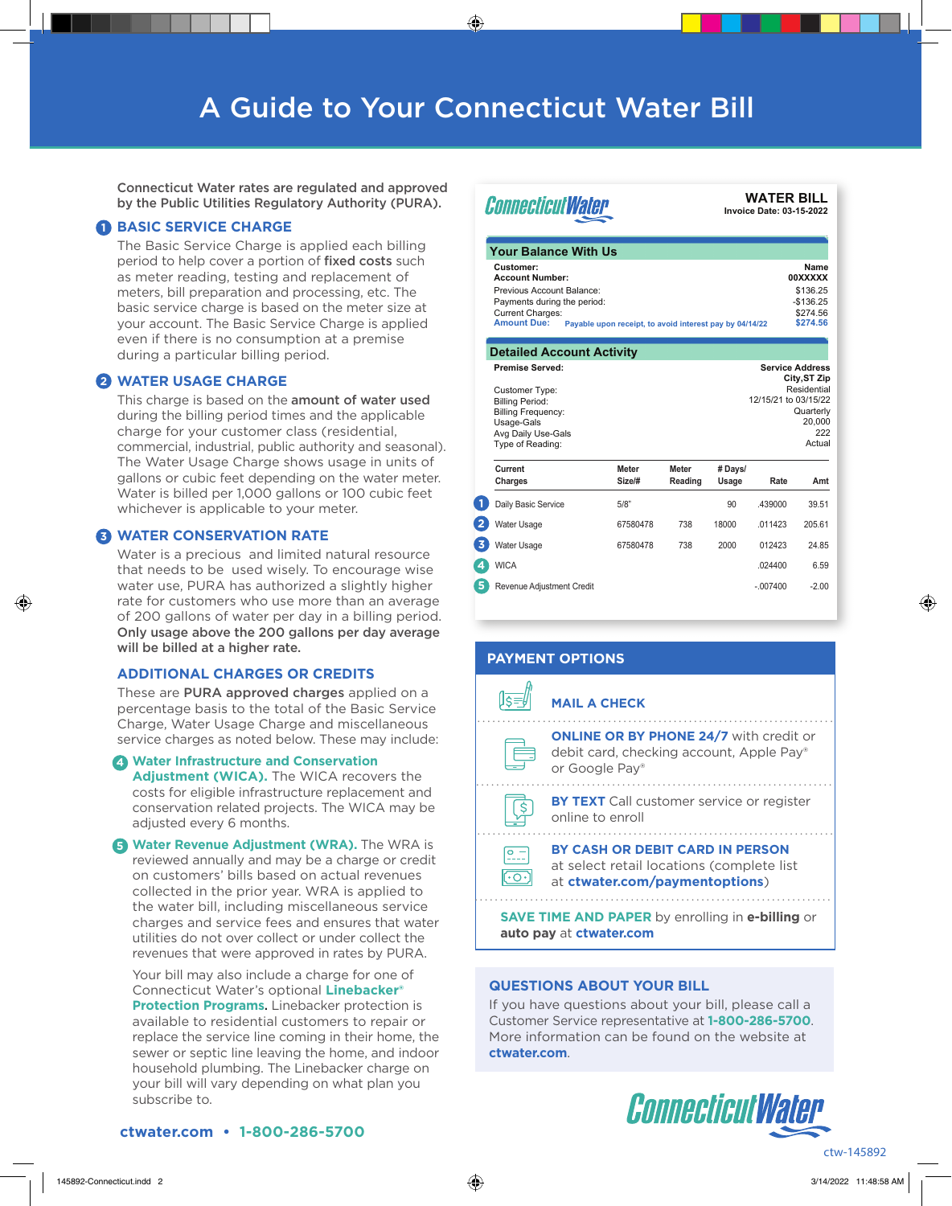# A Guide to Your Connecticut Water Bill

**Connecticut Water rates are regulated and approved by the Public Utilities Regulatory Authority (PURA).**

## 1 BASIC SERVICE CHARGE

The Basic Service Charge is applied each billing period to help cover a portion of **fixed costs** such as meter reading, testing and replacement of meters, bill preparation and processing, etc. The basic service charge is based on the meter size at your account. The Basic Service Charge is applied even if there is no consumption at a premise during a particular billing period.

## 2 WATER USAGE CHARGE

This charge is based on the **amount of water used** during the billing period times and the applicable charge for your customer class (residential, commercial, industrial, public authority and seasonal). The Water Usage Charge shows usage in units of gallons or cubic feet depending on the water meter. Water is billed per 1,000 gallons or 100 cubic feet whichever is applicable to your meter.

## 3 WATER CONSERVATION RATE

Water is a precious and limited natural resource that needs to be used wisely. To encourage wise water use, PURA has authorized a slightly higher rate for customers who use more than an average of 200 gallons of water per day in a billing period. **Only usage above the 200 gallons per day average will be billed at a higher rate.**

## ADDITIONAL CHARGES OR CREDITS

These are **PURA approved charges** applied on a percentage basis to the total of the Basic Service Charge, Water Usage Charge and miscellaneous service charges as noted below. These may include:

4. **Water Infrastructure and Conservation Adjustment (WICA).** The WICA recovers the costs for eligible infrastructure replacement and conservation related projects. The WICA may be adjusted every 6 months.

5. **Water Revenue Adjustment (WRA).** The WRA is reviewed annually and may be a charge or credit on customers' bills based on actual revenues collected in the prior year. WRA is applied to the water bill, including miscellaneous service charges and service fees and ensures that water utilities do not over collect or under collect the revenues that were approved in rates by PURA.

Your bill may also include a charge for one of Connecticut Water's optional **Linebacker® Protection Programs.** Linebacker protection is available to residential customers to repair or replace the service line coming in their home, the sewer or septic line leaving the home, and indoor household plumbing. The Linebacker charge on your bill will vary depending on what plan you subscribe to.

**ctwater.com • 1-800-286-5700**

---

**ConnecticutWater**

**WATER BILL**
**Invoice Date: 03-15-2022**

### Your Balance With Us

| | |
|---|---|
| **Customer:** | **Name** |
| **Account Number:** | **00XXXXX** |
| Previous Account Balance: | $136.25 |
| Payments during the period: | -$136.25 |
| Current Charges: | $274.56 |
| **Amount Due:** Payable upon receipt, to avoid interest pay by 04/14/22 | **$274.56** |

### Detailed Account Activity

| | |
|---|---|
| **Premise Served:** | **Service Address City,ST Zip** |
| Customer Type: | Residential |
| Billing Period: | 12/15/21 to 03/15/22 |
| Billing Frequency: | Quarterly |
| Usage-Gals | 20,000 |
| Avg Daily Use-Gals | 222 |
| Type of Reading: | Actual |

| | Current Charges | Meter Size/# | Meter Reading | # Days/ Usage | Rate | Amt |
|---|---|---|---|---|---|---|
| 1 | Daily Basic Service | 5/8" | | 90 | .439000 | 39.51 |
| 2 | Water Usage | 67580478 | 738 | 18000 | .011423 | 205.61 |
| 3 | Water Usage | 67580478 | 738 | 2000 | 012423 | 24.85 |
| 4 | WICA | | | | .024400 | 6.59 |
| 5 | Revenue Adjustment Credit | | | | -.007400 | -2.00 |

## PAYMENT OPTIONS

- **MAIL A CHECK**
- **ONLINE OR BY PHONE 24/7** with credit or debit card, checking account, Apple Pay® or Google Pay®
- **BY TEXT** Call customer service or register online to enroll
- **BY CASH OR DEBIT CARD IN PERSON** at select retail locations (complete list at **ctwater.com/paymentoptions**)

**SAVE TIME AND PAPER** by enrolling in **e-billing** or **auto pay** at **ctwater.com**

## QUESTIONS ABOUT YOUR BILL

If you have questions about your bill, please call a Customer Service representative at **1-800-286-5700**. More information can be found on the website at **ctwater.com**.

**ConnecticutWater**

ctw-145892